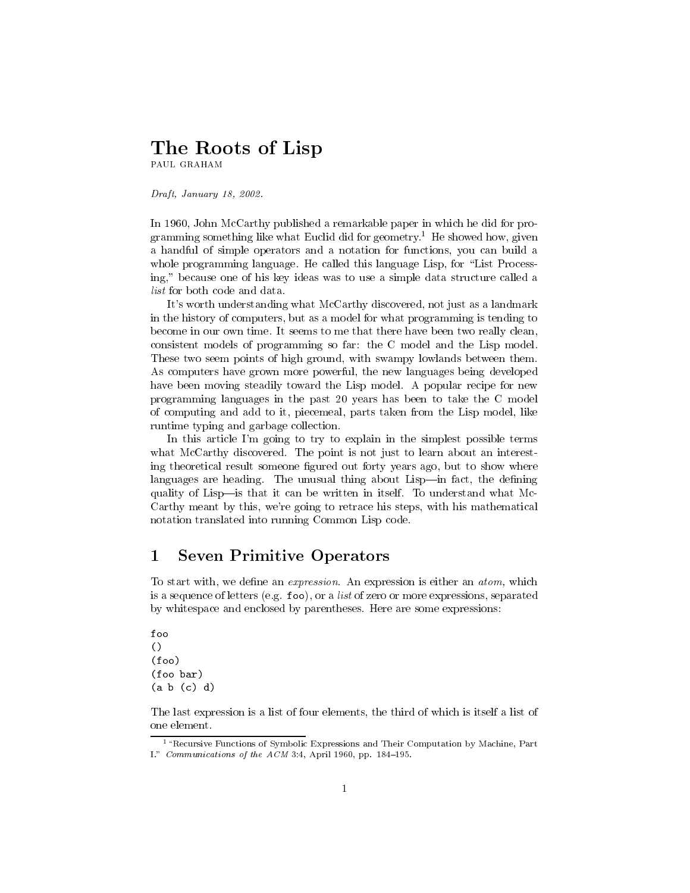# The Roots of Lisp

PAUL GRAHAM

*Draft, January 18, 2002.*

In 1960, John McCarthy published a remarkable paper in which he did for programming something like what Euclid did for geometry.[1] He showed how, given a handful of simple operators and a notation for functions, you can build a whole programming language. He called this language Lisp, for "List Processing," because one of his key ideas was to use a simple data structure called a *list* for both code and data.

It's worth understanding what McCarthy discovered, not just as a landmark in the history of computers, but as a model for what programming is tending to become in our own time. It seems to me that there have been two really clean, consistent models of programming so far: the C model and the Lisp model. These two seem points of high ground, with swampy lowlands between them. As computers have grown more powerful, the new languages being developed have been moving steadily toward the Lisp model. A popular recipe for new programming languages in the past 20 years has been to take the C model of computing and add to it, piecemeal, parts taken from the Lisp model, like runtime typing and garbage collection.

In this article I'm going to try to explain in the simplest possible terms what McCarthy discovered. The point is not just to learn about an interesting theoretical result someone figured out forty years ago, but to show where languages are heading. The unusual thing about Lisp—in fact, the defining quality of Lisp—is that it can be written in itself. To understand what McCarthy meant by this, we're going to retrace his steps, with his mathematical notation translated into running Common Lisp code.

## 1 Seven Primitive Operators

To start with, we define an *expression*. An expression is either an *atom*, which is a sequence of letters (e.g. `foo`), or a *list* of zero or more expressions, separated by whitespace and enclosed by parentheses. Here are some expressions:

```
foo
()
(foo)
(foo bar)
(a b (c) d)
```

The last expression is a list of four elements, the third of which is itself a list of one element.

[1] "Recursive Functions of Symbolic Expressions and Their Computation by Machine, Part I." *Communications of the ACM* 3:4, April 1960, pp. 184–195.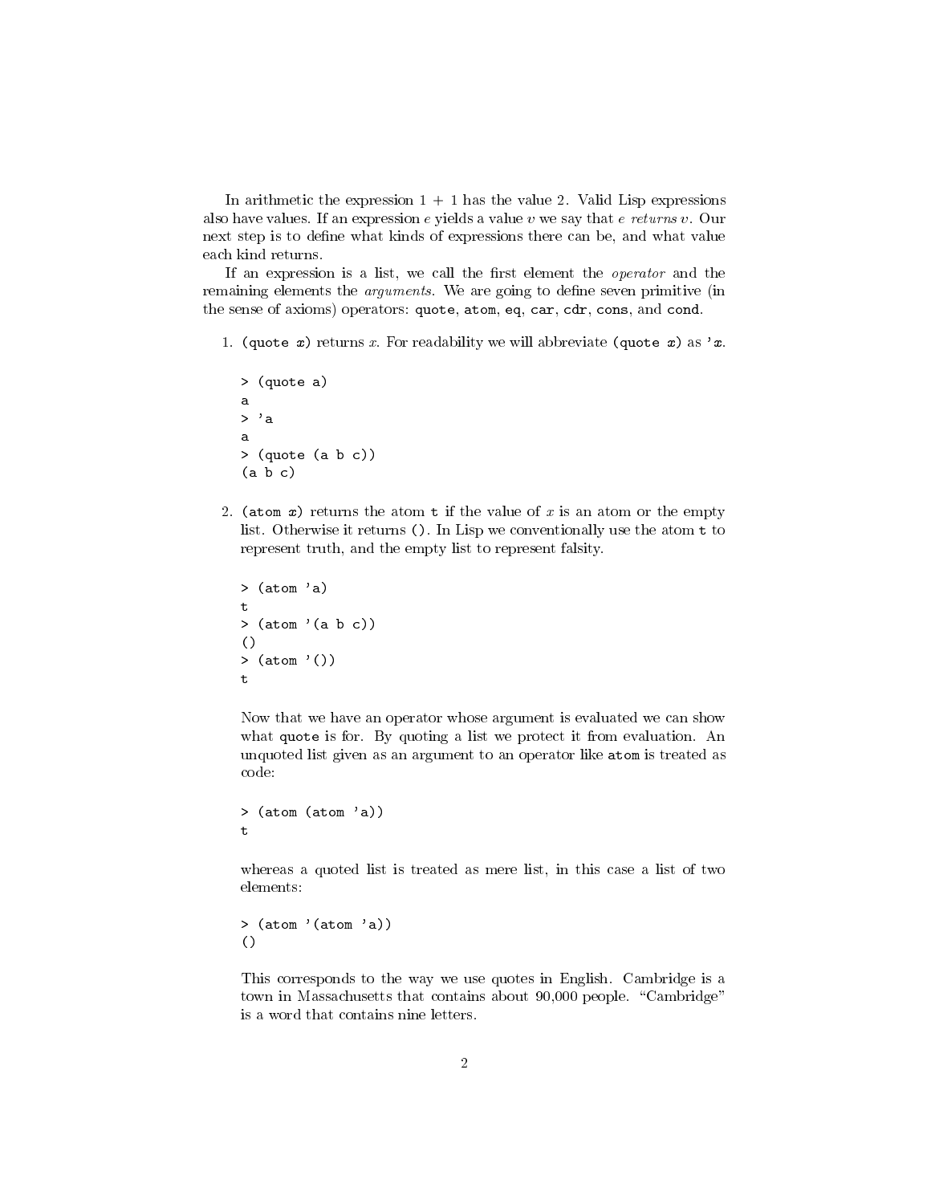In arithmetic the expression 1 + 1 has the value 2. Valid Lisp expressions also have values. If an expression $e$ yields a value $v$ we say that $e$ *returns* $v$. Our next step is to define what kinds of expressions there can be, and what value each kind returns.

If an expression is a list, we call the first element the *operator* and the remaining elements the *arguments*. We are going to define seven primitive (in the sense of axioms) operators: `quote`, `atom`, `eq`, `car`, `cdr`, `cons`, and `cond`.

1. `(quote x)` returns $x$. For readability we will abbreviate `(quote x)` as `'x`.

   ```
   > (quote a)
   a
   > 'a
   a
   > (quote (a b c))
   (a b c)
   ```

2. `(atom x)` returns the atom `t` if the value of $x$ is an atom or the empty list. Otherwise it returns `()`. In Lisp we conventionally use the atom `t` to represent truth, and the empty list to represent falsity.

   ```
   > (atom 'a)
   t
   > (atom '(a b c))
   ()
   > (atom '())
   t
   ```

   Now that we have an operator whose argument is evaluated we can show what `quote` is for. By quoting a list we protect it from evaluation. An unquoted list given as an argument to an operator like `atom` is treated as code:

   ```
   > (atom (atom 'a))
   t
   ```

   whereas a quoted list is treated as mere list, in this case a list of two elements:

   ```
   > (atom '(atom 'a))
   ()
   ```

   This corresponds to the way we use quotes in English. Cambridge is a town in Massachusetts that contains about 90,000 people. "Cambridge" is a word that contains nine letters.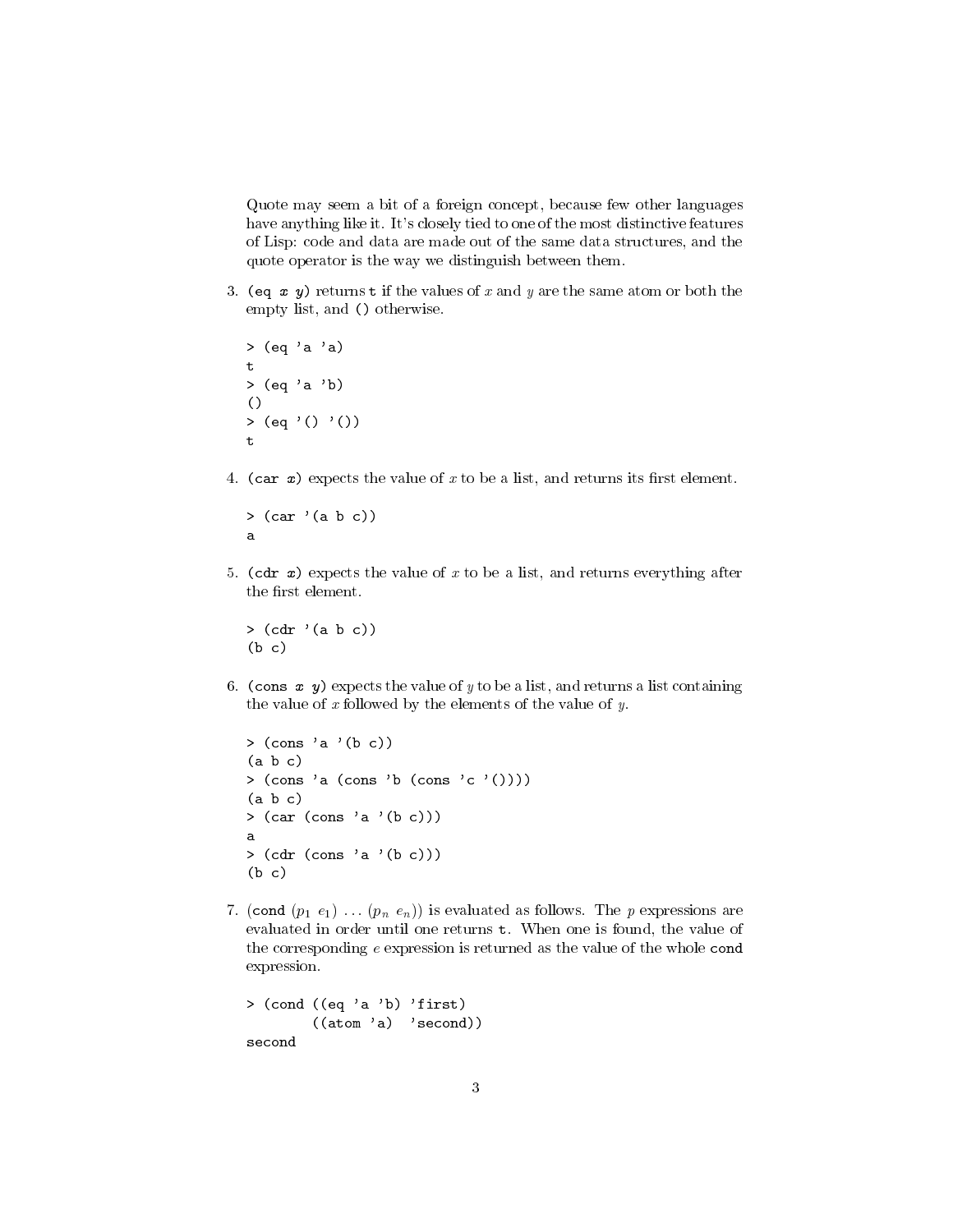Quote may seem a bit of a foreign concept, because few other languages have anything like it. It's closely tied to one of the most distinctive features of Lisp: code and data are made out of the same data structures, and the quote operator is the way we distinguish between them.

3. `(eq x y)` returns `t` if the values of $x$ and $y$ are the same atom or both the empty list, and `()` otherwise.

```
> (eq 'a 'a)
t
> (eq 'a 'b)
()
> (eq '() '())
t
```

4. `(car x)` expects the value of $x$ to be a list, and returns its first element.

```
> (car '(a b c))
a
```

5. `(cdr x)` expects the value of $x$ to be a list, and returns everything after the first element.

```
> (cdr '(a b c))
(b c)
```

6. `(cons x y)` expects the value of $y$ to be a list, and returns a list containing the value of $x$ followed by the elements of the value of $y$.

```
> (cons 'a '(b c))
(a b c)
> (cons 'a (cons 'b (cons 'c '())))
(a b c)
> (car (cons 'a '(b c)))
a
> (cdr (cons 'a '(b c)))
(b c)
```

7. `(cond` $(p_1\ e_1) \ldots (p_n\ e_n)$`)` is evaluated as follows. The $p$ expressions are evaluated in order until one returns `t`. When one is found, the value of the corresponding $e$ expression is returned as the value of the whole `cond` expression.

```
> (cond ((eq 'a 'b) 'first)
        ((atom 'a)  'second))
second
```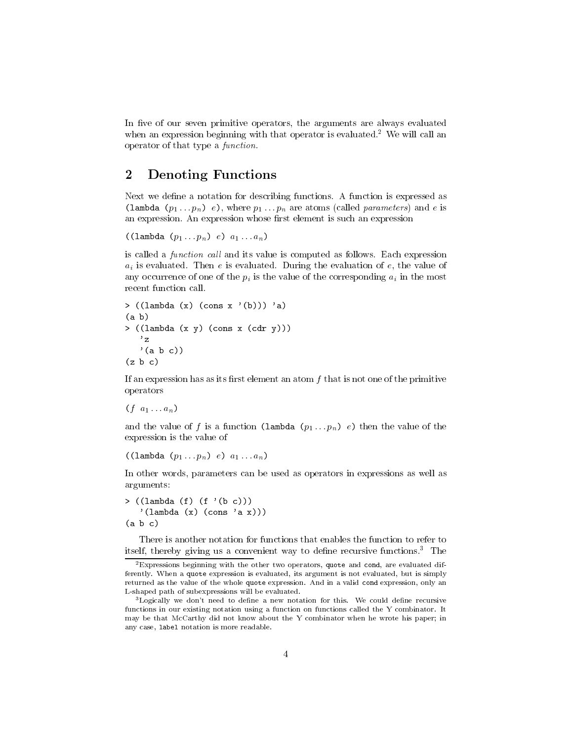In five of our seven primitive operators, the arguments are always evaluated when an expression beginning with that operator is evaluated.[2] We will call an operator of that type a *function*.

## 2 Denoting Functions

Next we define a notation for describing functions. A function is expressed as `(lambda (`$p_1 \ldots p_n$`)` $e$`)`, where $p_1 \ldots p_n$ are atoms (called *parameters*) and $e$ is an expression. An expression whose first element is such an expression

`((lambda (`$p_1 \ldots p_n$`)` $e$`)` $a_1 \ldots a_n$`)`

is called a *function call* and its value is computed as follows. Each expression $a_i$ is evaluated. Then $e$ is evaluated. During the evaluation of $e$, the value of any occurrence of one of the $p_i$ is the value of the corresponding $a_i$ in the most recent function call.

```
> ((lambda (x) (cons x '(b))) 'a)
(a b)
> ((lambda (x y) (cons x (cdr y)))
   'z
   '(a b c))
(z b c)
```

If an expression has as its first element an atom $f$ that is not one of the primitive operators

`(`$f$ $a_1 \ldots a_n$`)`

and the value of $f$ is a function `(lambda (`$p_1 \ldots p_n$`)` $e$`)` then the value of the expression is the value of

`((lambda (`$p_1 \ldots p_n$`)` $e$`)` $a_1 \ldots a_n$`)`

In other words, parameters can be used as operators in expressions as well as arguments:

```
> ((lambda (f) (f '(b c)))
   '(lambda (x) (cons 'a x)))
(a b c)
```

There is another notation for functions that enables the function to refer to itself, thereby giving us a convenient way to define recursive functions.[3] The

---

[2] Expressions beginning with the other two operators, `quote` and `cond`, are evaluated differently. When a `quote` expression is evaluated, its argument is not evaluated, but is simply returned as the value of the whole `quote` expression. And in a valid `cond` expression, only an L-shaped path of subexpressions will be evaluated.

[3] Logically we don't need to define a new notation for this. We could define recursive functions in our existing notation using a function on functions called the Y combinator. It may be that McCarthy did not know about the Y combinator when he wrote his paper; in any case, `label` notation is more readable.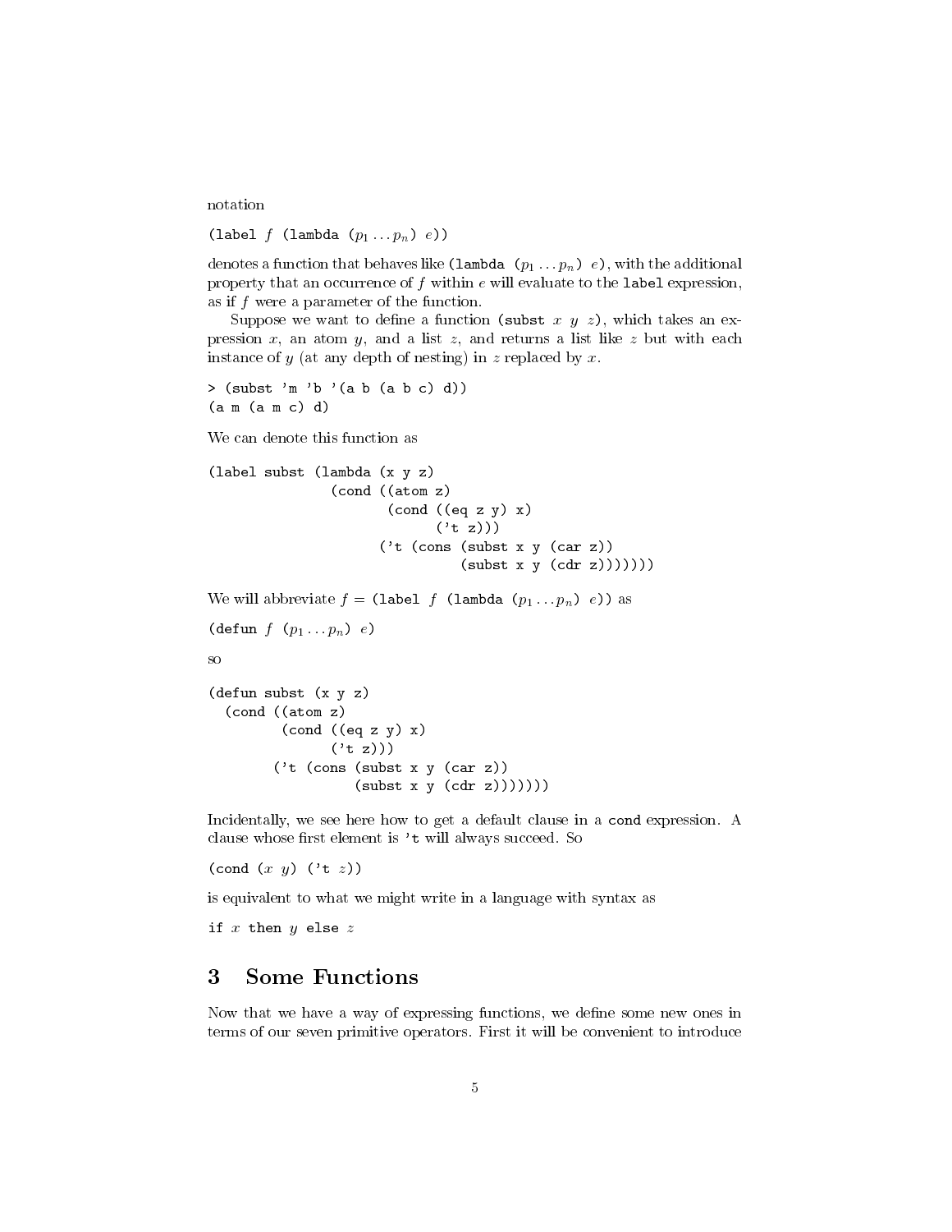notation

(label $f$ (lambda ($p_1 \ldots p_n$) $e$))

denotes a function that behaves like (lambda ($p_1 \ldots p_n$) $e$), with the additional property that an occurrence of $f$ within $e$ will evaluate to the label expression, as if $f$ were a parameter of the function.

Suppose we want to define a function (subst $x$ $y$ $z$), which takes an expression $x$, an atom $y$, and a list $z$, and returns a list like $z$ but with each instance of $y$ (at any depth of nesting) in $z$ replaced by $x$.

```
> (subst 'm 'b '(a b (a b c) d))
(a m (a m c) d)
```

We can denote this function as

```
(label subst (lambda (x y z)
               (cond ((atom z)
                      (cond ((eq z y) x)
                            ('t z)))
                     ('t (cons (subst x y (car z))
                               (subst x y (cdr z)))))))
```

We will abbreviate $f$ = (label $f$ (lambda ($p_1 \ldots p_n$) $e$)) as

(defun $f$ ($p_1 \ldots p_n$) $e$)

so

```
(defun subst (x y z)
  (cond ((atom z)
         (cond ((eq z y) x)
               ('t z)))
        ('t (cons (subst x y (car z))
                  (subst x y (cdr z))))))
```

Incidentally, we see here how to get a default clause in a cond expression. A clause whose first element is 't will always succeed. So

(cond ($x$ $y$) ('t $z$))

is equivalent to what we might write in a language with syntax as

if $x$ then $y$ else $z$

# 3 Some Functions

Now that we have a way of expressing functions, we define some new ones in terms of our seven primitive operators. First it will be convenient to introduce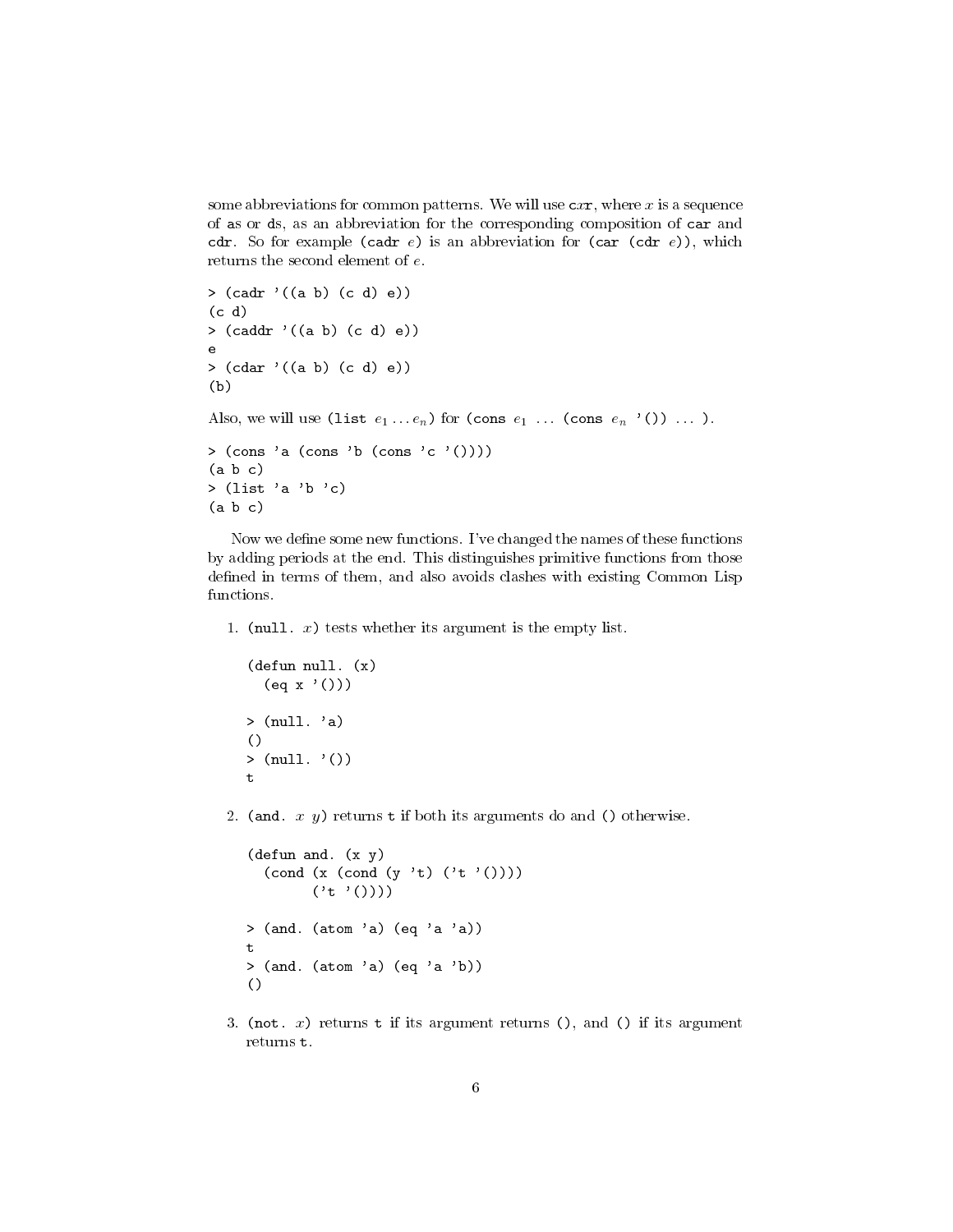some abbreviations for common patterns. We will use `cxr`, where $x$ is a sequence of `a`s or `d`s, as an abbreviation for the corresponding composition of `car` and `cdr`. So for example `(cadr` $e$`)` is an abbreviation for `(car (cdr` $e$`))`, which returns the second element of $e$.

```
> (cadr '((a b) (c d) e))
(c d)
> (caddr '((a b) (c d) e))
e
> (cdar '((a b) (c d) e))
(b)
```

Also, we will use `(list` $e_1 \ldots e_n$`)` for `(cons` $e_1$ `...` `(cons` $e_n$ `'())` `...` `)`.

```
> (cons 'a (cons 'b (cons 'c '())))
(a b c)
> (list 'a 'b 'c)
(a b c)
```

Now we define some new functions. I've changed the names of these functions by adding periods at the end. This distinguishes primitive functions from those defined in terms of them, and also avoids clashes with existing Common Lisp functions.

1. `(null.` $x$`)` tests whether its argument is the empty list.

   ```
   (defun null. (x)
     (eq x '()))

   > (null. 'a)
   ()
   > (null. '())
   t
   ```

2. `(and.` $x$ $y$`)` returns `t` if both its arguments do and `()` otherwise.

   ```
   (defun and. (x y)
     (cond (x (cond (y 't) ('t '())))
           ('t '())))

   > (and. (atom 'a) (eq 'a 'a))
   t
   > (and. (atom 'a) (eq 'a 'b))
   ()
   ```

3. `(not.` $x$`)` returns `t` if its argument returns `()`, and `()` if its argument returns `t`.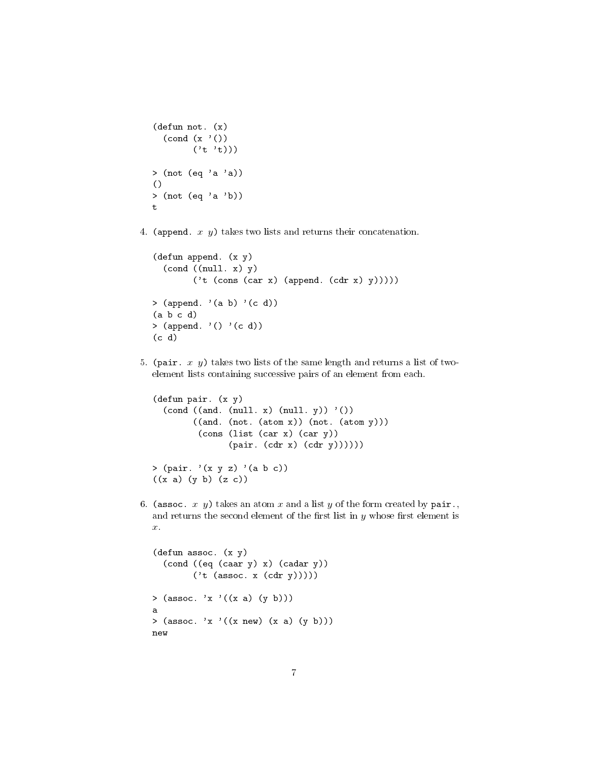```
(defun not. (x)
  (cond (x '())
        ('t 't)))

> (not (eq 'a 'a))
()
> (not (eq 'a 'b))
t
```

4. `(append. x y)` takes two lists and returns their concatenation.

```
(defun append. (x y)
  (cond ((null. x) y)
        ('t (cons (car x) (append. (cdr x) y)))))

> (append. '(a b) '(c d))
(a b c d)
> (append. '() '(c d))
(c d)
```

5. `(pair. x y)` takes two lists of the same length and returns a list of two-element lists containing successive pairs of an element from each.

```
(defun pair. (x y)
  (cond ((and. (null. x) (null. y)) '())
        ((and. (not. (atom x)) (not. (atom y)))
         (cons (list (car x) (car y))
               (pair. (cdr x) (cdr y))))))

> (pair. '(x y z) '(a b c))
((x a) (y b) (z c))
```

6. `(assoc. x y)` takes an atom *x* and a list *y* of the form created by `pair.`, and returns the second element of the first list in *y* whose first element is *x*.

```
(defun assoc. (x y)
  (cond ((eq (caar y) x) (cadar y))
        ('t (assoc. x (cdr y)))))

> (assoc. 'x '((x a) (y b)))
a
> (assoc. 'x '((x new) (x a) (y b)))
new
```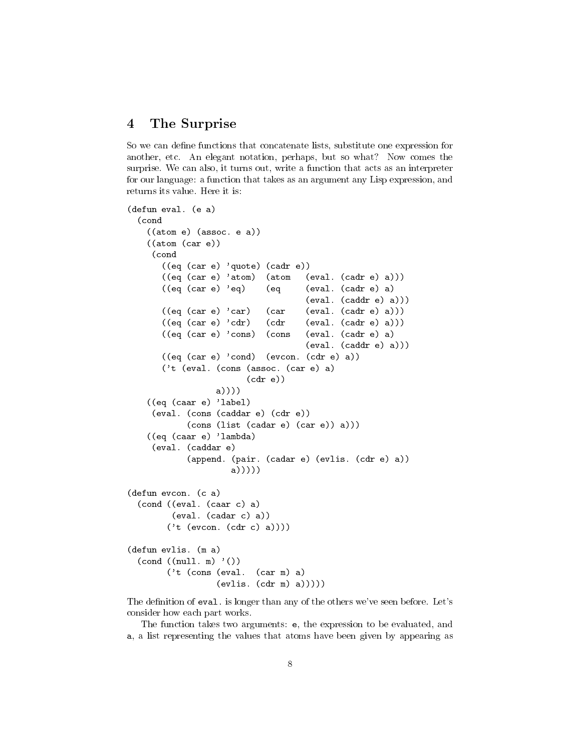## 4 The Surprise

So we can define functions that concatenate lists, substitute one expression for another, etc. An elegant notation, perhaps, but so what? Now comes the surprise. We can also, it turns out, write a function that acts as an interpreter for our language: a function that takes as an argument any Lisp expression, and returns its value. Here it is:

```
(defun eval. (e a)
  (cond
    ((atom e) (assoc. e a))
    ((atom (car e))
     (cond
       ((eq (car e) 'quote) (cadr e))
       ((eq (car e) 'atom)  (atom   (eval. (cadr e) a)))
       ((eq (car e) 'eq)    (eq     (eval. (cadr e) a)
                                    (eval. (caddr e) a)))
       ((eq (car e) 'car)   (car    (eval. (cadr e) a)))
       ((eq (car e) 'cdr)   (cdr    (eval. (cadr e) a)))
       ((eq (car e) 'cons)  (cons   (eval. (cadr e) a)
                                    (eval. (caddr e) a)))
       ((eq (car e) 'cond)  (evcon. (cdr e) a))
       ('t (eval. (cons (assoc. (car e) a)
                        (cdr e))
                  a))))
    ((eq (caar e) 'label)
     (eval. (cons (caddar e) (cdr e))
            (cons (list (cadar e) (car e)) a)))
    ((eq (caar e) 'lambda)
     (eval. (caddar e)
            (append. (pair. (cadar e) (evlis. (cdr e) a))
                     a)))))

(defun evcon. (c a)
  (cond ((eval. (caar c) a)
         (eval. (cadar c) a))
        ('t (evcon. (cdr c) a))))

(defun evlis. (m a)
  (cond ((null. m) '())
        ('t (cons (eval.  (car m) a)
                  (evlis. (cdr m) a)))))
```

The definition of `eval.` is longer than any of the others we've seen before. Let's consider how each part works.

The function takes two arguments: `e`, the expression to be evaluated, and `a`, a list representing the values that atoms have been given by appearing as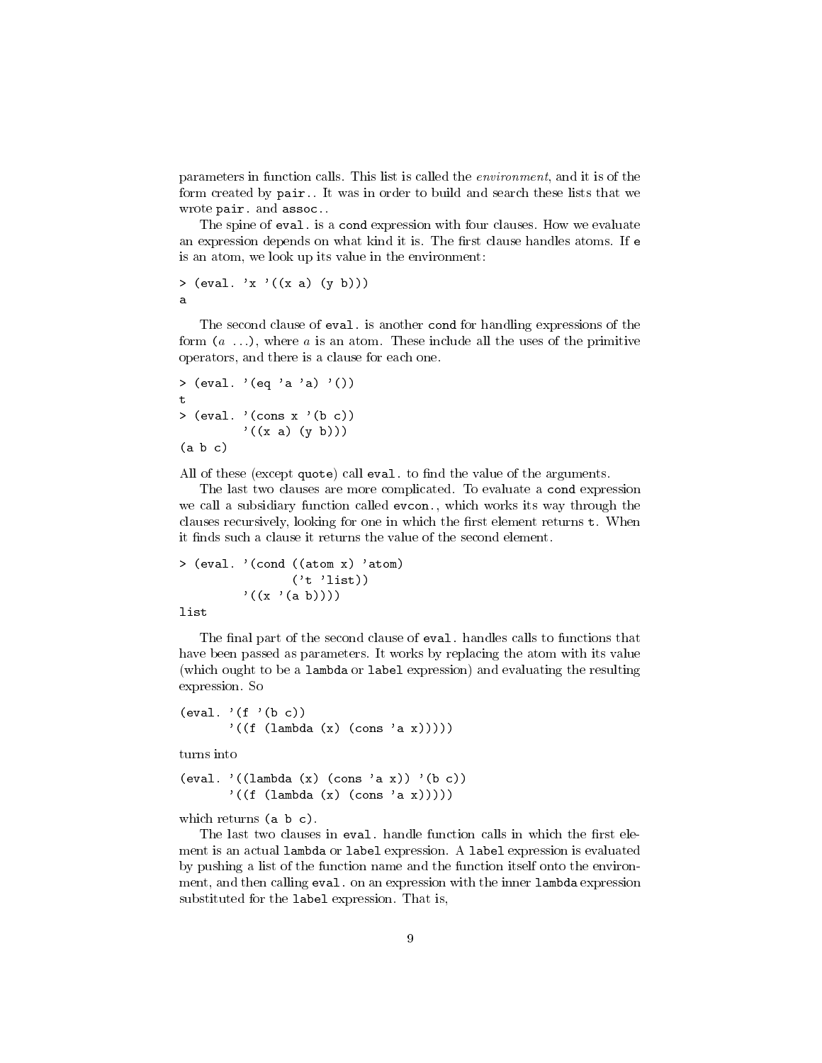parameters in function calls. This list is called the *environment*, and it is of the form created by `pair.`. It was in order to build and search these lists that we wrote `pair.` and `assoc.`.

The spine of `eval.` is a `cond` expression with four clauses. How we evaluate an expression depends on what kind it is. The first clause handles atoms. If `e` is an atom, we look up its value in the environment:

```
> (eval. 'x '((x a) (y b)))
a
```

The second clause of `eval.` is another `cond` for handling expressions of the form (*a* ...), where *a* is an atom. These include all the uses of the primitive operators, and there is a clause for each one.

```
> (eval. '(eq 'a 'a) '())
t
> (eval. '(cons x '(b c))
         '((x a) (y b)))
(a b c)
```

All of these (except `quote`) call `eval.` to find the value of the arguments.

The last two clauses are more complicated. To evaluate a `cond` expression we call a subsidiary function called `evcon.`, which works its way through the clauses recursively, looking for one in which the first element returns `t`. When it finds such a clause it returns the value of the second element.

```
> (eval. '(cond ((atom x) 'atom)
                ('t 'list))
         '((x '(a b))))
list
```

The final part of the second clause of `eval.` handles calls to functions that have been passed as parameters. It works by replacing the atom with its value (which ought to be a `lambda` or `label` expression) and evaluating the resulting expression. So

```
(eval. '(f '(b c))
       '((f (lambda (x) (cons 'a x)))))
```

turns into

```
(eval. '((lambda (x) (cons 'a x)) '(b c))
       '((f (lambda (x) (cons 'a x)))))
```

which returns `(a b c)`.

The last two clauses in `eval.` handle function calls in which the first element is an actual `lambda` or `label` expression. A `label` expression is evaluated by pushing a list of the function name and the function itself onto the environment, and then calling `eval.` on an expression with the inner `lambda` expression substituted for the `label` expression. That is,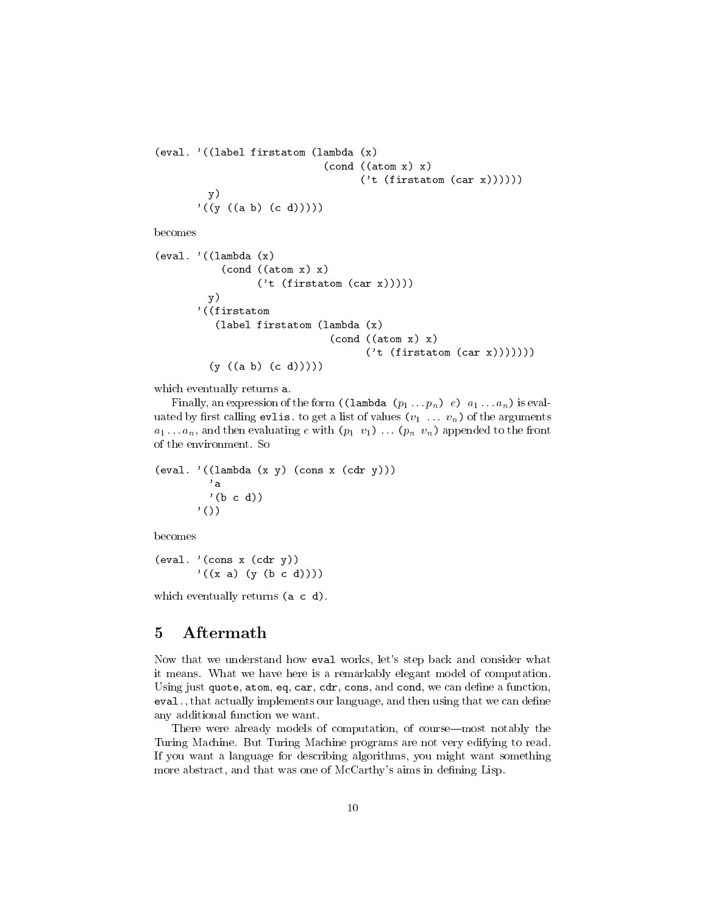```
(eval. '((label firstatom (lambda (x)
                            (cond ((atom x) x)
                                  ('t (firstatom (car x))))))
         y)
       '((y ((a b) (c d)))))
```

becomes

```
(eval. '((lambda (x)
           (cond ((atom x) x)
                 ('t (firstatom (car x)))))
         y)
       '((firstatom
          (label firstatom (lambda (x)
                             (cond ((atom x) x)
                                   ('t (firstatom (car x)))))))
         (y ((a b) (c d)))))
```

which eventually returns `a`.

Finally, an expression of the form `((lambda` $(p_1 \ldots p_n)$ $e$`)` $a_1 \ldots a_n$`)` is evaluated by first calling `evlis.` to get a list of values $(v_1 \; \ldots \; v_n)$ of the arguments $a_1 \ldots a_n$, and then evaluating $e$ with $(p_1 \;\; v_1) \; \ldots \; (p_n \;\; v_n)$ appended to the front of the environment. So

```
(eval. '((lambda (x y) (cons x (cdr y)))
         'a
         '(b c d))
       '())
```

becomes

```
(eval. '(cons x (cdr y))
       '((x a) (y (b c d))))
```

which eventually returns `(a c d)`.

## 5 Aftermath

Now that we understand how `eval` works, let's step back and consider what it means. What we have here is a remarkably elegant model of computation. Using just `quote`, `atom`, `eq`, `car`, `cdr`, `cons`, and `cond`, we can define a function, `eval.`, that actually implements our language, and then using that we can define any additional function we want.

There were already models of computation, of course—most notably the Turing Machine. But Turing Machine programs are not very edifying to read. If you want a language for describing algorithms, you might want something more abstract, and that was one of McCarthy's aims in defining Lisp.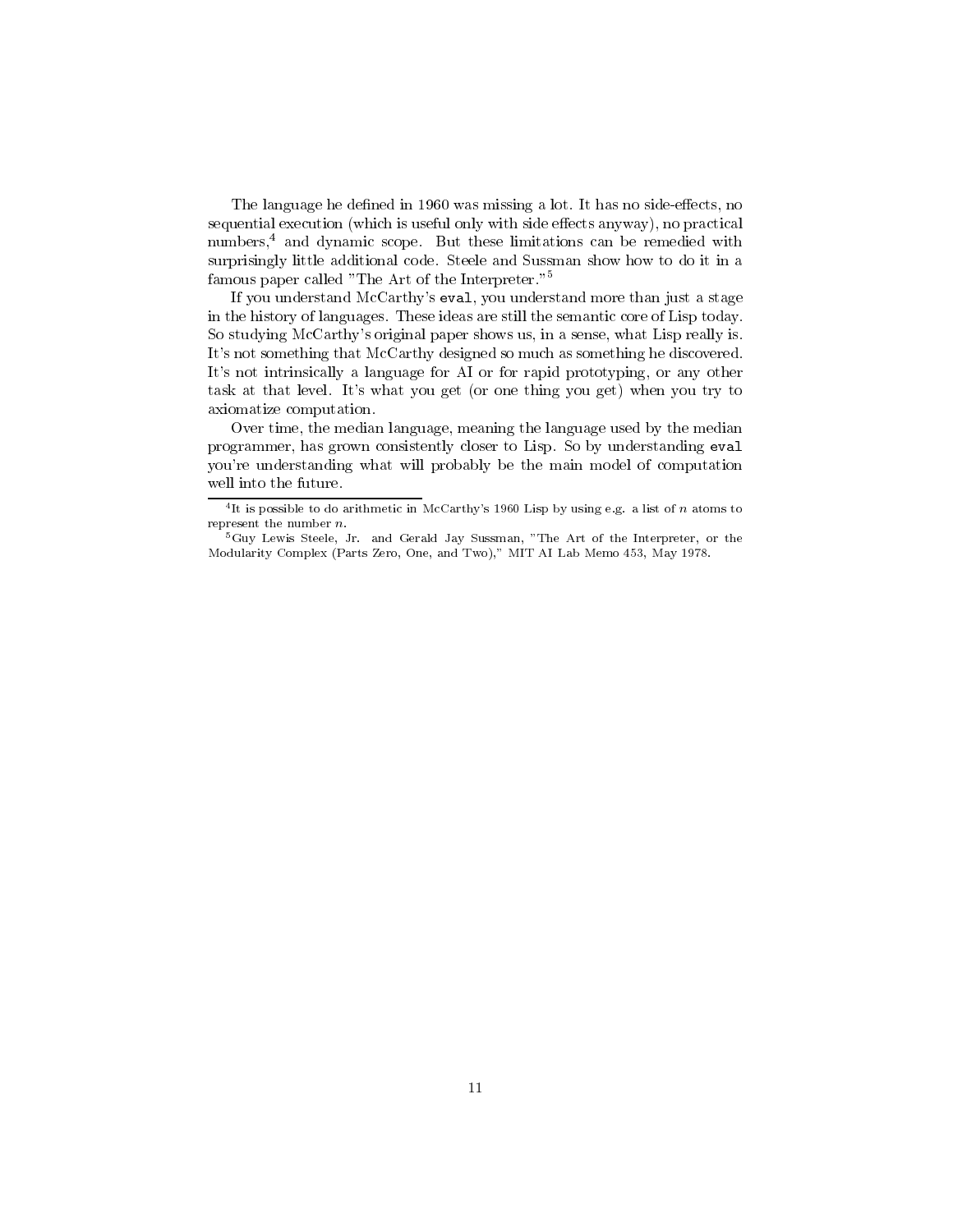The language he defined in 1960 was missing a lot. It has no side-effects, no sequential execution (which is useful only with side effects anyway), no practical numbers,[4] and dynamic scope. But these limitations can be remedied with surprisingly little additional code. Steele and Sussman show how to do it in a famous paper called "The Art of the Interpreter."[5]

If you understand McCarthy's `eval`, you understand more than just a stage in the history of languages. These ideas are still the semantic core of Lisp today. So studying McCarthy's original paper shows us, in a sense, what Lisp really is. It's not something that McCarthy designed so much as something he discovered. It's not intrinsically a language for AI or for rapid prototyping, or any other task at that level. It's what you get (or one thing you get) when you try to axiomatize computation.

Over time, the median language, meaning the language used by the median programmer, has grown consistently closer to Lisp. So by understanding `eval` you're understanding what will probably be the main model of computation well into the future.

---

[4] It is possible to do arithmetic in McCarthy's 1960 Lisp by using e.g. a list of $n$ atoms to represent the number $n$.

[5] Guy Lewis Steele, Jr. and Gerald Jay Sussman, "The Art of the Interpreter, or the Modularity Complex (Parts Zero, One, and Two)," MIT AI Lab Memo 453, May 1978.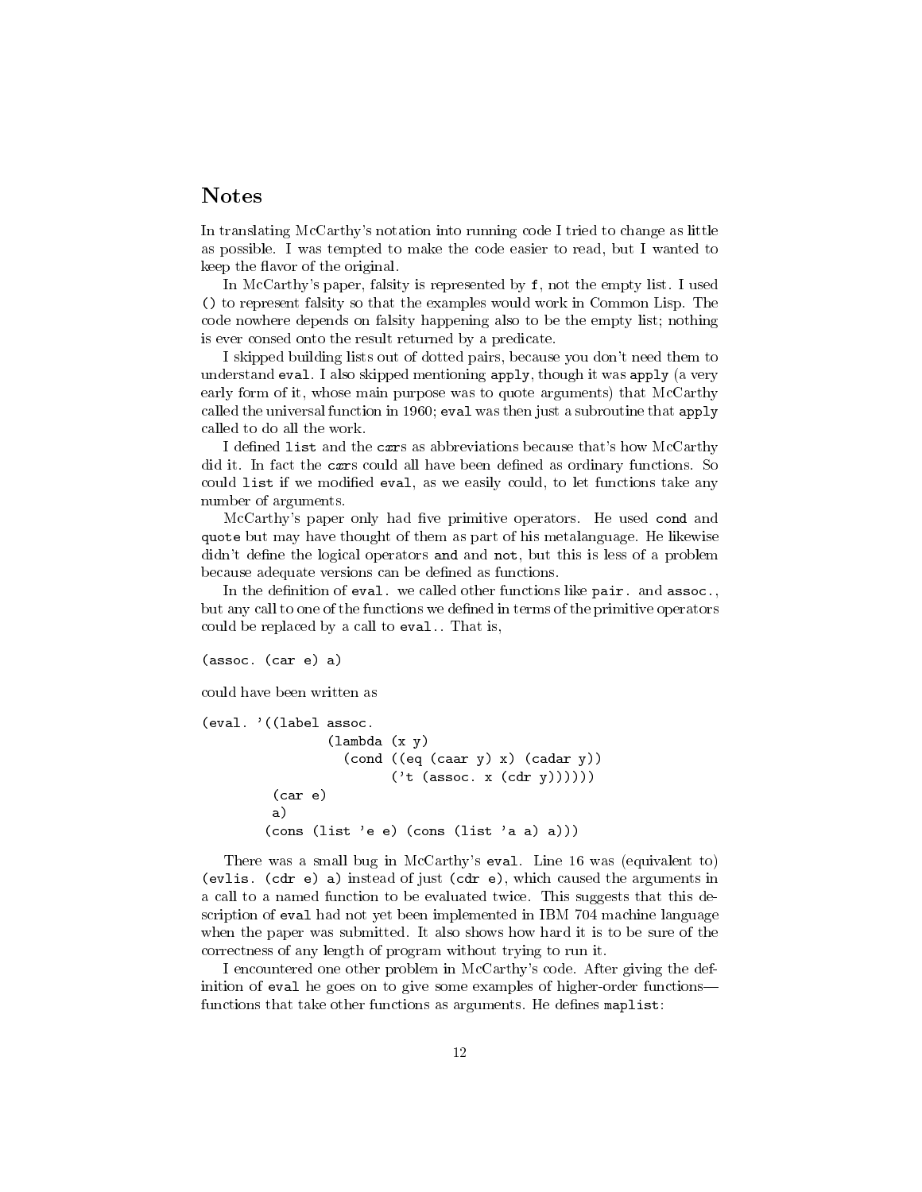## Notes

In translating McCarthy's notation into running code I tried to change as little as possible. I was tempted to make the code easier to read, but I wanted to keep the flavor of the original.

In McCarthy's paper, falsity is represented by `f`, not the empty list. I used `()` to represent falsity so that the examples would work in Common Lisp. The code nowhere depends on falsity happening also to be the empty list; nothing is ever consed onto the result returned by a predicate.

I skipped building lists out of dotted pairs, because you don't need them to understand `eval`. I also skipped mentioning `apply`, though it was `apply` (a very early form of it, whose main purpose was to quote arguments) that McCarthy called the universal function in 1960; `eval` was then just a subroutine that `apply` called to do all the work.

I defined `list` and the `c`*xx*`r`s as abbreviations because that's how McCarthy did it. In fact the `c`*xx*`r`s could all have been defined as ordinary functions. So could `list` if we modified `eval`, as we easily could, to let functions take any number of arguments.

McCarthy's paper only had five primitive operators. He used `cond` and `quote` but may have thought of them as part of his metalanguage. He likewise didn't define the logical operators `and` and `not`, but this is less of a problem because adequate versions can be defined as functions.

In the definition of `eval.` we called other functions like `pair.` and `assoc.`, but any call to one of the functions we defined in terms of the primitive operators could be replaced by a call to `eval.`. That is,

```
(assoc. (car e) a)
```

could have been written as

```
(eval. '((label assoc.
                (lambda (x y)
                  (cond ((eq (caar y) x) (cadar y))
                        ('t (assoc. x (cdr y))))))
         (car e)
         a)
        (cons (list 'e e) (cons (list 'a a) a)))
```

There was a small bug in McCarthy's `eval`. Line 16 was (equivalent to) `(evlis. (cdr e) a)` instead of just `(cdr e)`, which caused the arguments in a call to a named function to be evaluated twice. This suggests that this description of `eval` had not yet been implemented in IBM 704 machine language when the paper was submitted. It also shows how hard it is to be sure of the correctness of any length of program without trying to run it.

I encountered one other problem in McCarthy's code. After giving the definition of `eval` he goes on to give some examples of higher-order functions—functions that take other functions as arguments. He defines `maplist`: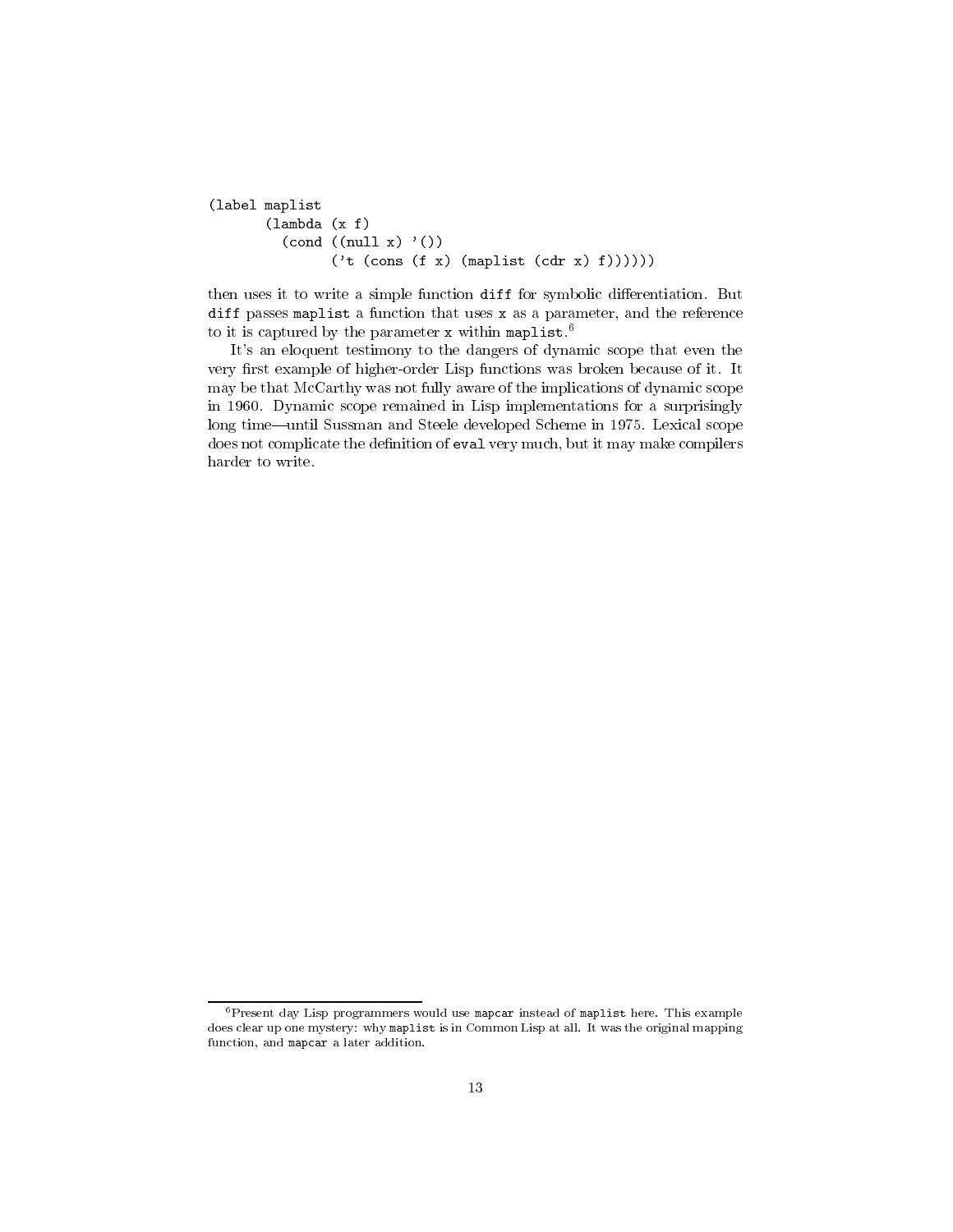```
(label maplist
       (lambda (x f)
         (cond ((null x) '())
               ('t (cons (f x) (maplist (cdr x) f))))))
```

then uses it to write a simple function `diff` for symbolic differentiation. But `diff` passes `maplist` a function that uses `x` as a parameter, and the reference to it is captured by the parameter `x` within `maplist`.[6]

It's an eloquent testimony to the dangers of dynamic scope that even the very first example of higher-order Lisp functions was broken because of it. It may be that McCarthy was not fully aware of the implications of dynamic scope in 1960. Dynamic scope remained in Lisp implementations for a surprisingly long time—until Sussman and Steele developed Scheme in 1975. Lexical scope does not complicate the definition of `eval` very much, but it may make compilers harder to write.

---

[6] Present day Lisp programmers would use `mapcar` instead of `maplist` here. This example does clear up one mystery: why `maplist` is in Common Lisp at all. It was the original mapping function, and `mapcar` a later addition.